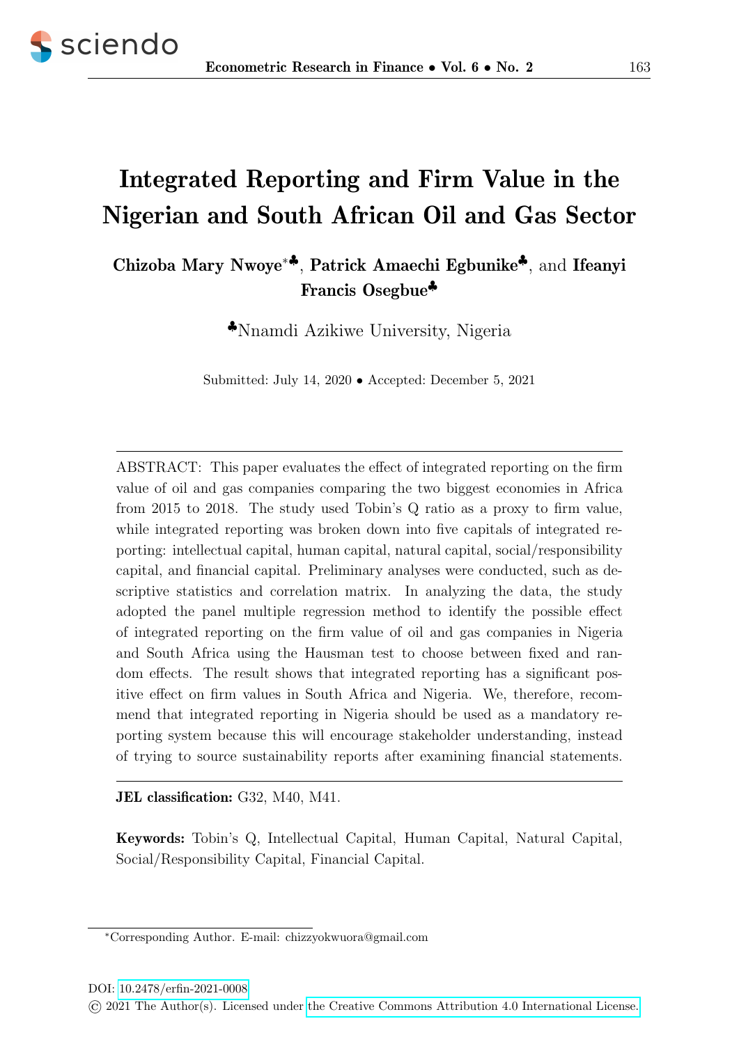# Integrated Reporting and Firm Value in the Nigerian and South African Oil and Gas Sector

**Chizoba Mary Nwoye**[*♣], **Patrick Amaechi Egbunike**[♣], and **Ifeanyi Francis Osegbue**[♣]

[♣]Nnamdi Azikiwe University, Nigeria

Submitted: July 14, 2020 • Accepted: December 5, 2021

---

ABSTRACT: This paper evaluates the effect of integrated reporting on the firm value of oil and gas companies comparing the two biggest economies in Africa from 2015 to 2018. The study used Tobin's Q ratio as a proxy to firm value, while integrated reporting was broken down into five capitals of integrated reporting: intellectual capital, human capital, natural capital, social/responsibility capital, and financial capital. Preliminary analyses were conducted, such as descriptive statistics and correlation matrix. In analyzing the data, the study adopted the panel multiple regression method to identify the possible effect of integrated reporting on the firm value of oil and gas companies in Nigeria and South Africa using the Hausman test to choose between fixed and random effects. The result shows that integrated reporting has a significant positive effect on firm values in South Africa and Nigeria. We, therefore, recommend that integrated reporting in Nigeria should be used as a mandatory reporting system because this will encourage stakeholder understanding, instead of trying to source sustainability reports after examining financial statements.

---

**JEL classification:** G32, M40, M41.

**Keywords:** Tobin's Q, Intellectual Capital, Human Capital, Natural Capital, Social/Responsibility Capital, Financial Capital.

[*]Corresponding Author. E-mail: chizzyokwuora@gmail.com

DOI: 10.2478/erfin-2021-0008

© 2021 The Author(s). Licensed under the Creative Commons Attribution 4.0 International License.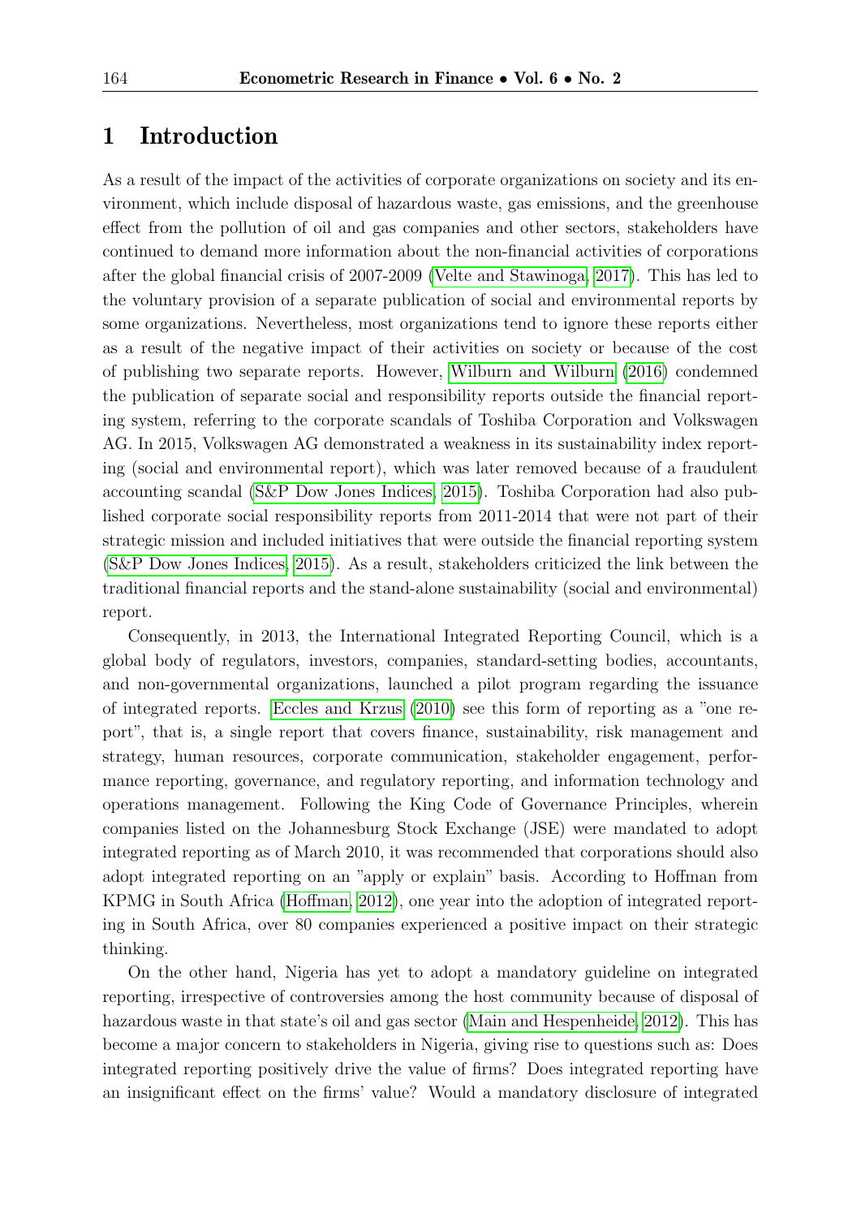# 1 Introduction

As a result of the impact of the activities of corporate organizations on society and its environment, which include disposal of hazardous waste, gas emissions, and the greenhouse effect from the pollution of oil and gas companies and other sectors, stakeholders have continued to demand more information about the non-financial activities of corporations after the global financial crisis of 2007-2009 (Velte and Stawinoga, 2017). This has led to the voluntary provision of a separate publication of social and environmental reports by some organizations. Nevertheless, most organizations tend to ignore these reports either as a result of the negative impact of their activities on society or because of the cost of publishing two separate reports. However, Wilburn and Wilburn (2016) condemned the publication of separate social and responsibility reports outside the financial reporting system, referring to the corporate scandals of Toshiba Corporation and Volkswagen AG. In 2015, Volkswagen AG demonstrated a weakness in its sustainability index reporting (social and environmental report), which was later removed because of a fraudulent accounting scandal (S&P Dow Jones Indices, 2015). Toshiba Corporation had also published corporate social responsibility reports from 2011-2014 that were not part of their strategic mission and included initiatives that were outside the financial reporting system (S&P Dow Jones Indices, 2015). As a result, stakeholders criticized the link between the traditional financial reports and the stand-alone sustainability (social and environmental) report.

Consequently, in 2013, the International Integrated Reporting Council, which is a global body of regulators, investors, companies, standard-setting bodies, accountants, and non-governmental organizations, launched a pilot program regarding the issuance of integrated reports. Eccles and Krzus (2010) see this form of reporting as a "one report", that is, a single report that covers finance, sustainability, risk management and strategy, human resources, corporate communication, stakeholder engagement, performance reporting, governance, and regulatory reporting, and information technology and operations management. Following the King Code of Governance Principles, wherein companies listed on the Johannesburg Stock Exchange (JSE) were mandated to adopt integrated reporting as of March 2010, it was recommended that corporations should also adopt integrated reporting on an "apply or explain" basis. According to Hoffman from KPMG in South Africa (Hoffman, 2012), one year into the adoption of integrated reporting in South Africa, over 80 companies experienced a positive impact on their strategic thinking.

On the other hand, Nigeria has yet to adopt a mandatory guideline on integrated reporting, irrespective of controversies among the host community because of disposal of hazardous waste in that state's oil and gas sector (Main and Hespenheide, 2012). This has become a major concern to stakeholders in Nigeria, giving rise to questions such as: Does integrated reporting positively drive the value of firms? Does integrated reporting have an insignificant effect on the firms' value? Would a mandatory disclosure of integrated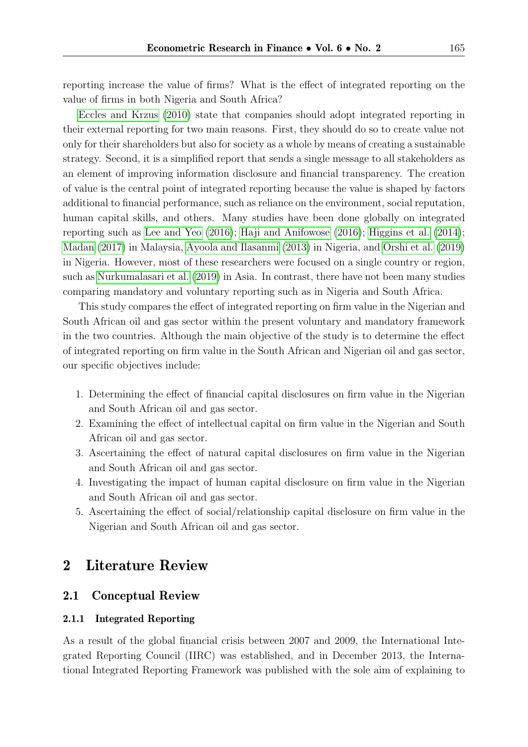reporting increase the value of firms? What is the effect of integrated reporting on the value of firms in both Nigeria and South Africa?

Eccles and Krzus (2010) state that companies should adopt integrated reporting in their external reporting for two main reasons. First, they should do so to create value not only for their shareholders but also for society as a whole by means of creating a sustainable strategy. Second, it is a simplified report that sends a single message to all stakeholders as an element of improving information disclosure and financial transparency. The creation of value is the central point of integrated reporting because the value is shaped by factors additional to financial performance, such as reliance on the environment, social reputation, human capital skills, and others. Many studies have been done globally on integrated reporting such as Lee and Yeo (2016); Haji and Anifowose (2016); Higgins et al. (2014); Madan (2017) in Malaysia, Ayoola and Ilasanmi (2013) in Nigeria, and Orshi et al. (2019) in Nigeria. However, most of these researchers were focused on a single country or region, such as Nurkumalasari et al. (2019) in Asia. In contrast, there have not been many studies comparing mandatory and voluntary reporting such as in Nigeria and South Africa.

This study compares the effect of integrated reporting on firm value in the Nigerian and South African oil and gas sector within the present voluntary and mandatory framework in the two countries. Although the main objective of the study is to determine the effect of integrated reporting on firm value in the South African and Nigerian oil and gas sector, our specific objectives include:

1. Determining the effect of financial capital disclosures on firm value in the Nigerian and South African oil and gas sector.
2. Examining the effect of intellectual capital on firm value in the Nigerian and South African oil and gas sector.
3. Ascertaining the effect of natural capital disclosures on firm value in the Nigerian and South African oil and gas sector.
4. Investigating the impact of human capital disclosure on firm value in the Nigerian and South African oil and gas sector.
5. Ascertaining the effect of social/relationship capital disclosure on firm value in the Nigerian and South African oil and gas sector.

## 2 Literature Review

### 2.1 Conceptual Review

#### 2.1.1 Integrated Reporting

As a result of the global financial crisis between 2007 and 2009, the International Integrated Reporting Council (IIRC) was established, and in December 2013, the International Integrated Reporting Framework was published with the sole aim of explaining to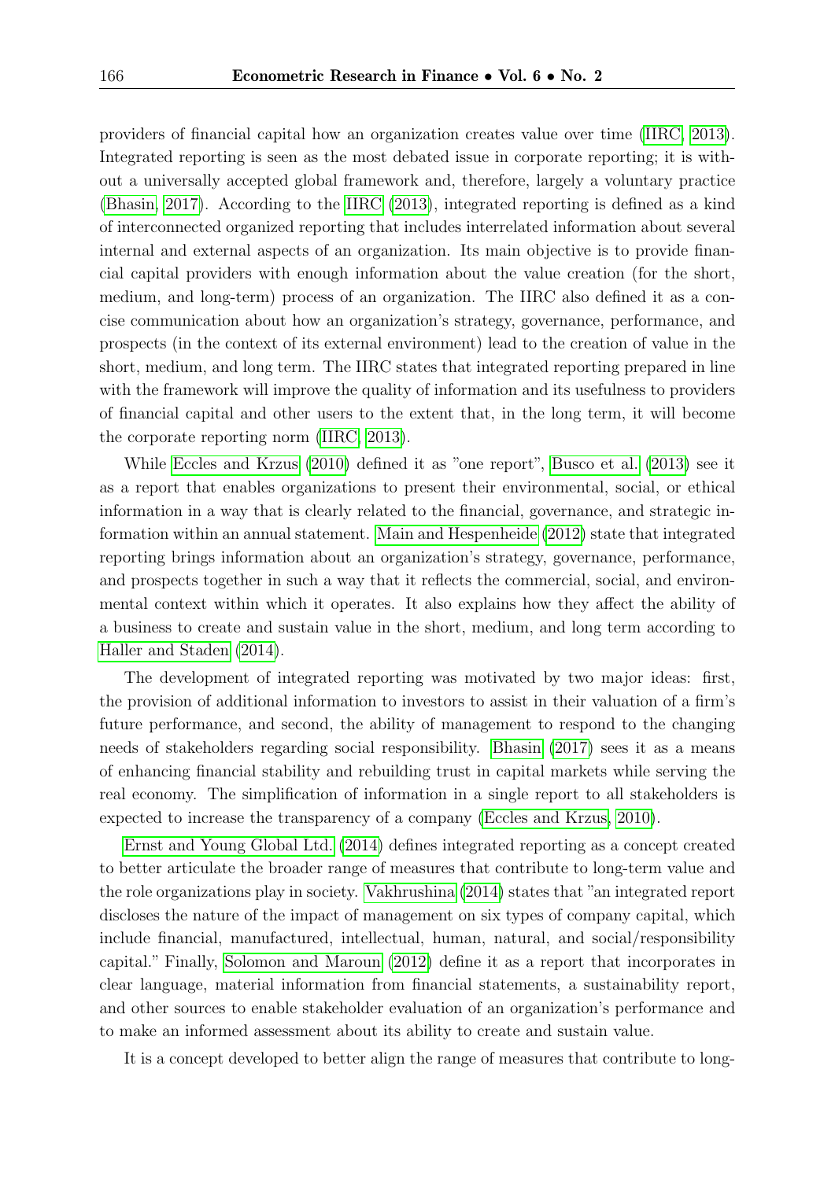providers of financial capital how an organization creates value over time (IIRC, 2013). Integrated reporting is seen as the most debated issue in corporate reporting; it is without a universally accepted global framework and, therefore, largely a voluntary practice (Bhasin, 2017). According to the IIRC (2013), integrated reporting is defined as a kind of interconnected organized reporting that includes interrelated information about several internal and external aspects of an organization. Its main objective is to provide financial capital providers with enough information about the value creation (for the short, medium, and long-term) process of an organization. The IIRC also defined it as a concise communication about how an organization's strategy, governance, performance, and prospects (in the context of its external environment) lead to the creation of value in the short, medium, and long term. The IIRC states that integrated reporting prepared in line with the framework will improve the quality of information and its usefulness to providers of financial capital and other users to the extent that, in the long term, it will become the corporate reporting norm (IIRC, 2013).

While Eccles and Krzus (2010) defined it as "one report", Busco et al. (2013) see it as a report that enables organizations to present their environmental, social, or ethical information in a way that is clearly related to the financial, governance, and strategic information within an annual statement. Main and Hespenheide (2012) state that integrated reporting brings information about an organization's strategy, governance, performance, and prospects together in such a way that it reflects the commercial, social, and environmental context within which it operates. It also explains how they affect the ability of a business to create and sustain value in the short, medium, and long term according to Haller and Staden (2014).

The development of integrated reporting was motivated by two major ideas: first, the provision of additional information to investors to assist in their valuation of a firm's future performance, and second, the ability of management to respond to the changing needs of stakeholders regarding social responsibility. Bhasin (2017) sees it as a means of enhancing financial stability and rebuilding trust in capital markets while serving the real economy. The simplification of information in a single report to all stakeholders is expected to increase the transparency of a company (Eccles and Krzus, 2010).

Ernst and Young Global Ltd. (2014) defines integrated reporting as a concept created to better articulate the broader range of measures that contribute to long-term value and the role organizations play in society. Vakhrushina (2014) states that "an integrated report discloses the nature of the impact of management on six types of company capital, which include financial, manufactured, intellectual, human, natural, and social/responsibility capital." Finally, Solomon and Maroun (2012) define it as a report that incorporates in clear language, material information from financial statements, a sustainability report, and other sources to enable stakeholder evaluation of an organization's performance and to make an informed assessment about its ability to create and sustain value.

It is a concept developed to better align the range of measures that contribute to long-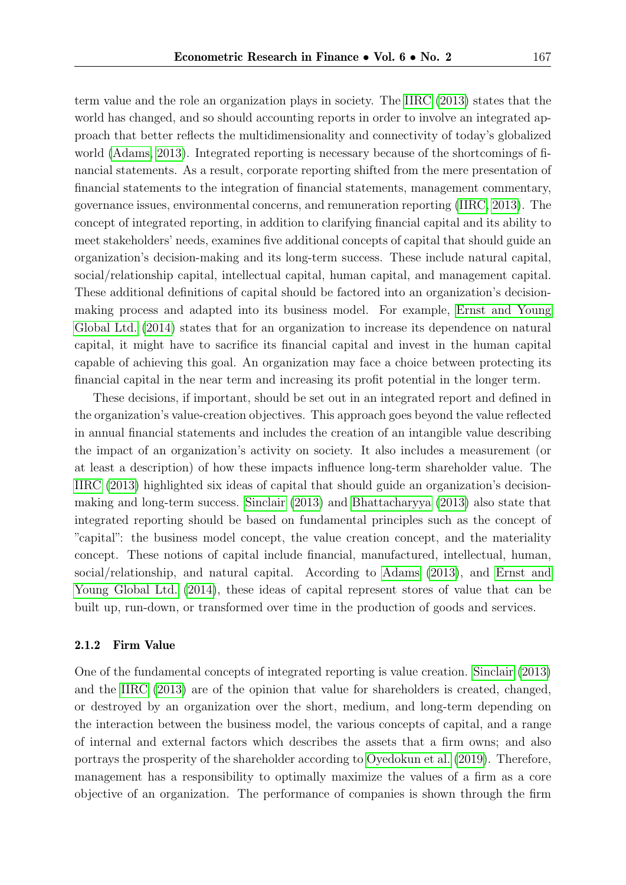term value and the role an organization plays in society. The IIRC (2013) states that the world has changed, and so should accounting reports in order to involve an integrated approach that better reflects the multidimensionality and connectivity of today's globalized world (Adams, 2013). Integrated reporting is necessary because of the shortcomings of financial statements. As a result, corporate reporting shifted from the mere presentation of financial statements to the integration of financial statements, management commentary, governance issues, environmental concerns, and remuneration reporting (IIRC, 2013). The concept of integrated reporting, in addition to clarifying financial capital and its ability to meet stakeholders' needs, examines five additional concepts of capital that should guide an organization's decision-making and its long-term success. These include natural capital, social/relationship capital, intellectual capital, human capital, and management capital. These additional definitions of capital should be factored into an organization's decision-making process and adapted into its business model. For example, Ernst and Young Global Ltd. (2014) states that for an organization to increase its dependence on natural capital, it might have to sacrifice its financial capital and invest in the human capital capable of achieving this goal. An organization may face a choice between protecting its financial capital in the near term and increasing its profit potential in the longer term.

These decisions, if important, should be set out in an integrated report and defined in the organization's value-creation objectives. This approach goes beyond the value reflected in annual financial statements and includes the creation of an intangible value describing the impact of an organization's activity on society. It also includes a measurement (or at least a description) of how these impacts influence long-term shareholder value. The IIRC (2013) highlighted six ideas of capital that should guide an organization's decision-making and long-term success. Sinclair (2013) and Bhattacharyya (2013) also state that integrated reporting should be based on fundamental principles such as the concept of "capital": the business model concept, the value creation concept, and the materiality concept. These notions of capital include financial, manufactured, intellectual, human, social/relationship, and natural capital. According to Adams (2013), and Ernst and Young Global Ltd. (2014), these ideas of capital represent stores of value that can be built up, run-down, or transformed over time in the production of goods and services.

### 2.1.2 Firm Value

One of the fundamental concepts of integrated reporting is value creation. Sinclair (2013) and the IIRC (2013) are of the opinion that value for shareholders is created, changed, or destroyed by an organization over the short, medium, and long-term depending on the interaction between the business model, the various concepts of capital, and a range of internal and external factors which describes the assets that a firm owns; and also portrays the prosperity of the shareholder according to Oyedokun et al. (2019). Therefore, management has a responsibility to optimally maximize the values of a firm as a core objective of an organization. The performance of companies is shown through the firm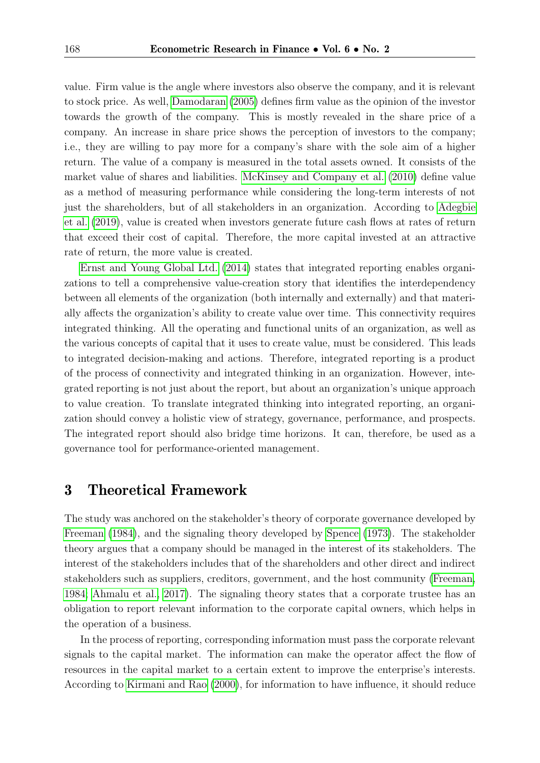value. Firm value is the angle where investors also observe the company, and it is relevant to stock price. As well, Damodaran (2005) defines firm value as the opinion of the investor towards the growth of the company. This is mostly revealed in the share price of a company. An increase in share price shows the perception of investors to the company; i.e., they are willing to pay more for a company's share with the sole aim of a higher return. The value of a company is measured in the total assets owned. It consists of the market value of shares and liabilities. McKinsey and Company et al. (2010) define value as a method of measuring performance while considering the long-term interests of not just the shareholders, but of all stakeholders in an organization. According to Adegbie et al. (2019), value is created when investors generate future cash flows at rates of return that exceed their cost of capital. Therefore, the more capital invested at an attractive rate of return, the more value is created.

Ernst and Young Global Ltd. (2014) states that integrated reporting enables organizations to tell a comprehensive value-creation story that identifies the interdependency between all elements of the organization (both internally and externally) and that materially affects the organization's ability to create value over time. This connectivity requires integrated thinking. All the operating and functional units of an organization, as well as the various concepts of capital that it uses to create value, must be considered. This leads to integrated decision-making and actions. Therefore, integrated reporting is a product of the process of connectivity and integrated thinking in an organization. However, integrated reporting is not just about the report, but about an organization's unique approach to value creation. To translate integrated thinking into integrated reporting, an organization should convey a holistic view of strategy, governance, performance, and prospects. The integrated report should also bridge time horizons. It can, therefore, be used as a governance tool for performance-oriented management.

## 3 Theoretical Framework

The study was anchored on the stakeholder's theory of corporate governance developed by Freeman (1984), and the signaling theory developed by Spence (1973). The stakeholder theory argues that a company should be managed in the interest of its stakeholders. The interest of the stakeholders includes that of the shareholders and other direct and indirect stakeholders such as suppliers, creditors, government, and the host community (Freeman, 1984; Ahmalu et al., 2017). The signaling theory states that a corporate trustee has an obligation to report relevant information to the corporate capital owners, which helps in the operation of a business.

In the process of reporting, corresponding information must pass the corporate relevant signals to the capital market. The information can make the operator affect the flow of resources in the capital market to a certain extent to improve the enterprise's interests. According to Kirmani and Rao (2000), for information to have influence, it should reduce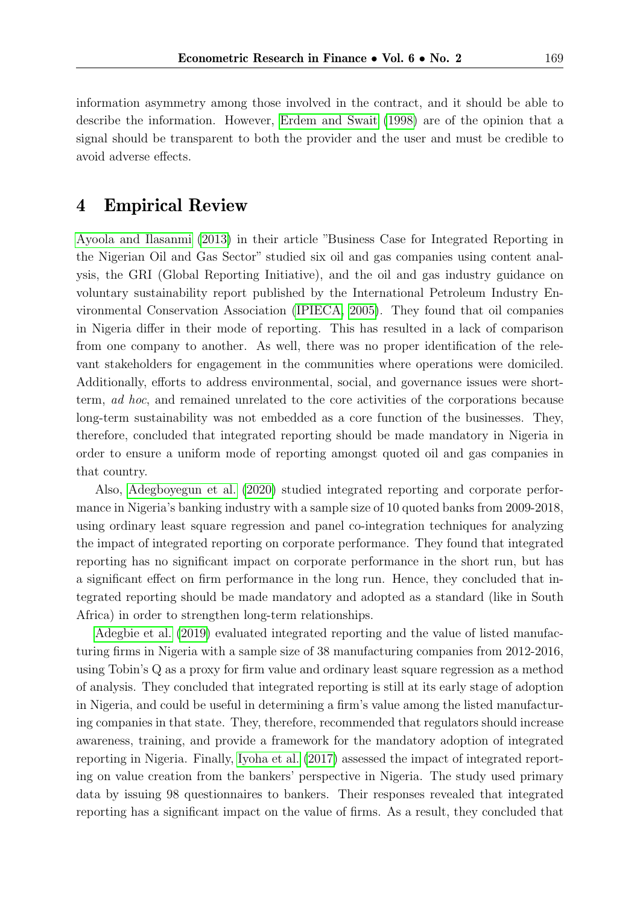information asymmetry among those involved in the contract, and it should be able to describe the information. However, Erdem and Swait (1998) are of the opinion that a signal should be transparent to both the provider and the user and must be credible to avoid adverse effects.

## 4 Empirical Review

Ayoola and Ilasanmi (2013) in their article "Business Case for Integrated Reporting in the Nigerian Oil and Gas Sector" studied six oil and gas companies using content analysis, the GRI (Global Reporting Initiative), and the oil and gas industry guidance on voluntary sustainability report published by the International Petroleum Industry Environmental Conservation Association (IPIECA, 2005). They found that oil companies in Nigeria differ in their mode of reporting. This has resulted in a lack of comparison from one company to another. As well, there was no proper identification of the relevant stakeholders for engagement in the communities where operations were domiciled. Additionally, efforts to address environmental, social, and governance issues were short-term, *ad hoc*, and remained unrelated to the core activities of the corporations because long-term sustainability was not embedded as a core function of the businesses. They, therefore, concluded that integrated reporting should be made mandatory in Nigeria in order to ensure a uniform mode of reporting amongst quoted oil and gas companies in that country.

Also, Adegboyegun et al. (2020) studied integrated reporting and corporate performance in Nigeria's banking industry with a sample size of 10 quoted banks from 2009-2018, using ordinary least square regression and panel co-integration techniques for analyzing the impact of integrated reporting on corporate performance. They found that integrated reporting has no significant impact on corporate performance in the short run, but has a significant effect on firm performance in the long run. Hence, they concluded that integrated reporting should be made mandatory and adopted as a standard (like in South Africa) in order to strengthen long-term relationships.

Adegbie et al. (2019) evaluated integrated reporting and the value of listed manufacturing firms in Nigeria with a sample size of 38 manufacturing companies from 2012-2016, using Tobin's Q as a proxy for firm value and ordinary least square regression as a method of analysis. They concluded that integrated reporting is still at its early stage of adoption in Nigeria, and could be useful in determining a firm's value among the listed manufacturing companies in that state. They, therefore, recommended that regulators should increase awareness, training, and provide a framework for the mandatory adoption of integrated reporting in Nigeria. Finally, Iyoha et al. (2017) assessed the impact of integrated reporting on value creation from the bankers' perspective in Nigeria. The study used primary data by issuing 98 questionnaires to bankers. Their responses revealed that integrated reporting has a significant impact on the value of firms. As a result, they concluded that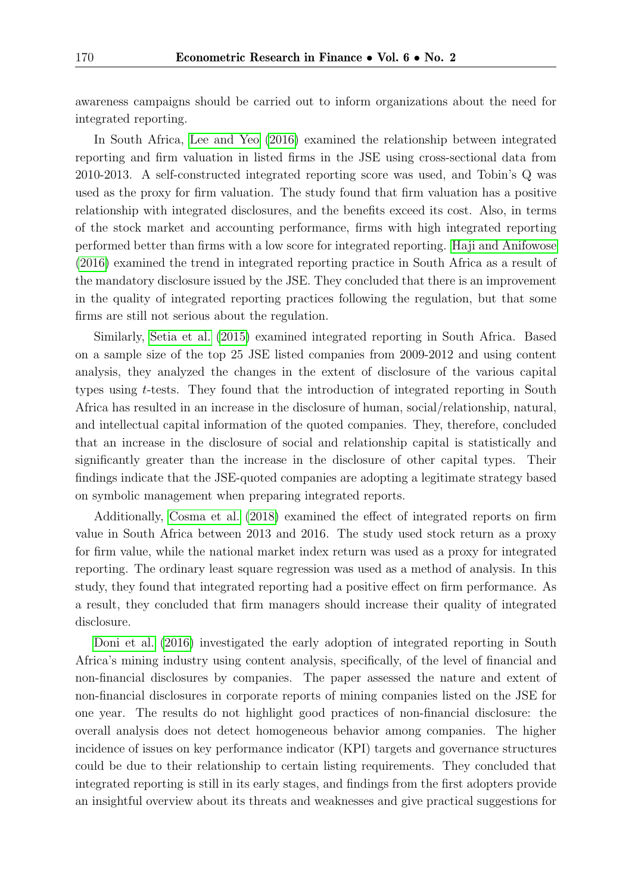awareness campaigns should be carried out to inform organizations about the need for integrated reporting.

In South Africa, Lee and Yeo (2016) examined the relationship between integrated reporting and firm valuation in listed firms in the JSE using cross-sectional data from 2010-2013. A self-constructed integrated reporting score was used, and Tobin's Q was used as the proxy for firm valuation. The study found that firm valuation has a positive relationship with integrated disclosures, and the benefits exceed its cost. Also, in terms of the stock market and accounting performance, firms with high integrated reporting performed better than firms with a low score for integrated reporting. Haji and Anifowose (2016) examined the trend in integrated reporting practice in South Africa as a result of the mandatory disclosure issued by the JSE. They concluded that there is an improvement in the quality of integrated reporting practices following the regulation, but that some firms are still not serious about the regulation.

Similarly, Setia et al. (2015) examined integrated reporting in South Africa. Based on a sample size of the top 25 JSE listed companies from 2009-2012 and using content analysis, they analyzed the changes in the extent of disclosure of the various capital types using *t*-tests. They found that the introduction of integrated reporting in South Africa has resulted in an increase in the disclosure of human, social/relationship, natural, and intellectual capital information of the quoted companies. They, therefore, concluded that an increase in the disclosure of social and relationship capital is statistically and significantly greater than the increase in the disclosure of other capital types. Their findings indicate that the JSE-quoted companies are adopting a legitimate strategy based on symbolic management when preparing integrated reports.

Additionally, Cosma et al. (2018) examined the effect of integrated reports on firm value in South Africa between 2013 and 2016. The study used stock return as a proxy for firm value, while the national market index return was used as a proxy for integrated reporting. The ordinary least square regression was used as a method of analysis. In this study, they found that integrated reporting had a positive effect on firm performance. As a result, they concluded that firm managers should increase their quality of integrated disclosure.

Doni et al. (2016) investigated the early adoption of integrated reporting in South Africa's mining industry using content analysis, specifically, of the level of financial and non-financial disclosures by companies. The paper assessed the nature and extent of non-financial disclosures in corporate reports of mining companies listed on the JSE for one year. The results do not highlight good practices of non-financial disclosure: the overall analysis does not detect homogeneous behavior among companies. The higher incidence of issues on key performance indicator (KPI) targets and governance structures could be due to their relationship to certain listing requirements. They concluded that integrated reporting is still in its early stages, and findings from the first adopters provide an insightful overview about its threats and weaknesses and give practical suggestions for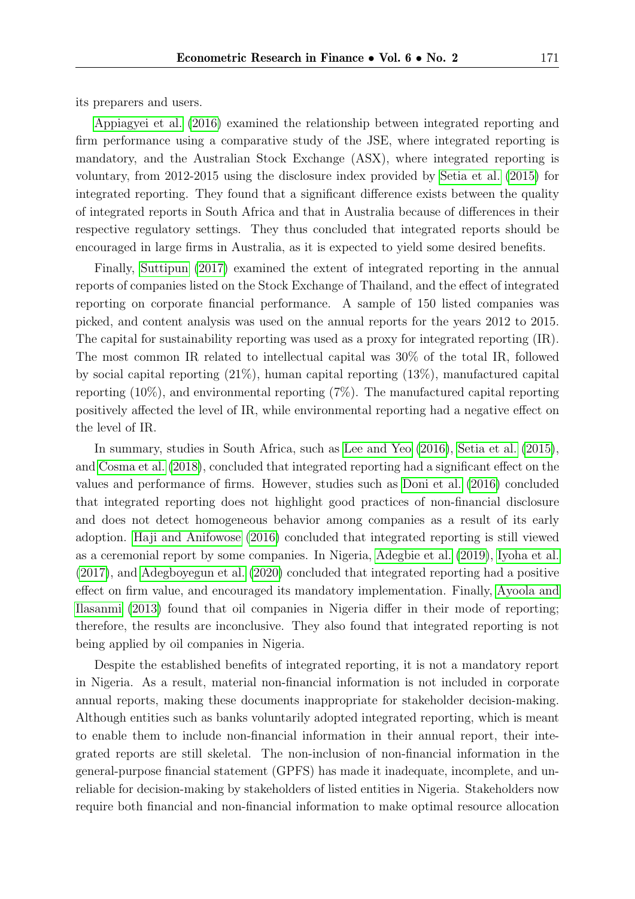its preparers and users.

Appiagyei et al. (2016) examined the relationship between integrated reporting and firm performance using a comparative study of the JSE, where integrated reporting is mandatory, and the Australian Stock Exchange (ASX), where integrated reporting is voluntary, from 2012-2015 using the disclosure index provided by Setia et al. (2015) for integrated reporting. They found that a significant difference exists between the quality of integrated reports in South Africa and that in Australia because of differences in their respective regulatory settings. They thus concluded that integrated reports should be encouraged in large firms in Australia, as it is expected to yield some desired benefits.

Finally, Suttipun (2017) examined the extent of integrated reporting in the annual reports of companies listed on the Stock Exchange of Thailand, and the effect of integrated reporting on corporate financial performance. A sample of 150 listed companies was picked, and content analysis was used on the annual reports for the years 2012 to 2015. The capital for sustainability reporting was used as a proxy for integrated reporting (IR). The most common IR related to intellectual capital was 30% of the total IR, followed by social capital reporting (21%), human capital reporting (13%), manufactured capital reporting (10%), and environmental reporting (7%). The manufactured capital reporting positively affected the level of IR, while environmental reporting had a negative effect on the level of IR.

In summary, studies in South Africa, such as Lee and Yeo (2016), Setia et al. (2015), and Cosma et al. (2018), concluded that integrated reporting had a significant effect on the values and performance of firms. However, studies such as Doni et al. (2016) concluded that integrated reporting does not highlight good practices of non-financial disclosure and does not detect homogeneous behavior among companies as a result of its early adoption. Haji and Anifowose (2016) concluded that integrated reporting is still viewed as a ceremonial report by some companies. In Nigeria, Adegbie et al. (2019), Iyoha et al. (2017), and Adegboyegun et al. (2020) concluded that integrated reporting had a positive effect on firm value, and encouraged its mandatory implementation. Finally, Ayoola and Ilasanmi (2013) found that oil companies in Nigeria differ in their mode of reporting; therefore, the results are inconclusive. They also found that integrated reporting is not being applied by oil companies in Nigeria.

Despite the established benefits of integrated reporting, it is not a mandatory report in Nigeria. As a result, material non-financial information is not included in corporate annual reports, making these documents inappropriate for stakeholder decision-making. Although entities such as banks voluntarily adopted integrated reporting, which is meant to enable them to include non-financial information in their annual report, their integrated reports are still skeletal. The non-inclusion of non-financial information in the general-purpose financial statement (GPFS) has made it inadequate, incomplete, and unreliable for decision-making by stakeholders of listed entities in Nigeria. Stakeholders now require both financial and non-financial information to make optimal resource allocation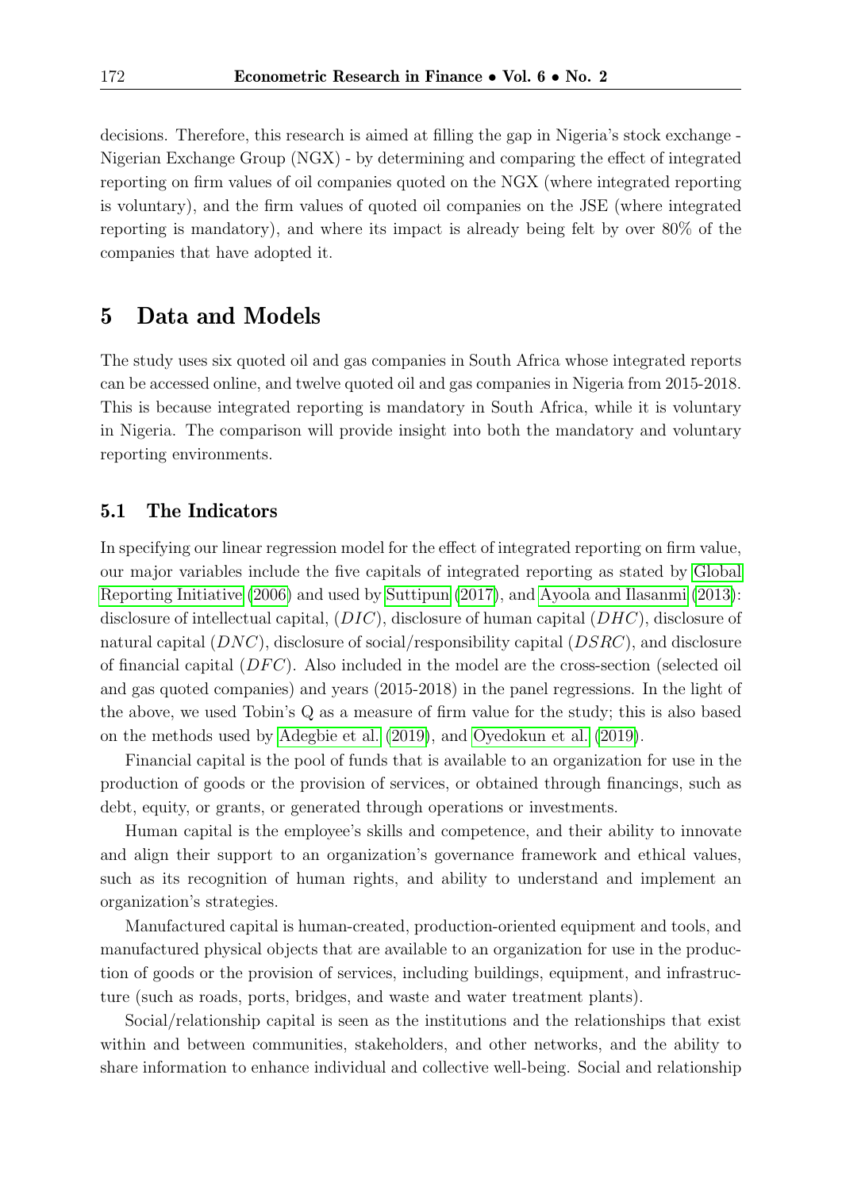decisions. Therefore, this research is aimed at filling the gap in Nigeria's stock exchange - Nigerian Exchange Group (NGX) - by determining and comparing the effect of integrated reporting on firm values of oil companies quoted on the NGX (where integrated reporting is voluntary), and the firm values of quoted oil companies on the JSE (where integrated reporting is mandatory), and where its impact is already being felt by over 80% of the companies that have adopted it.

# 5 Data and Models

The study uses six quoted oil and gas companies in South Africa whose integrated reports can be accessed online, and twelve quoted oil and gas companies in Nigeria from 2015-2018. This is because integrated reporting is mandatory in South Africa, while it is voluntary in Nigeria. The comparison will provide insight into both the mandatory and voluntary reporting environments.

## 5.1 The Indicators

In specifying our linear regression model for the effect of integrated reporting on firm value, our major variables include the five capitals of integrated reporting as stated by Global Reporting Initiative (2006) and used by Suttipun (2017), and Ayoola and Ilasanmi (2013): disclosure of intellectual capital, ($DIC$), disclosure of human capital ($DHC$), disclosure of natural capital ($DNC$), disclosure of social/responsibility capital ($DSRC$), and disclosure of financial capital ($DFC$). Also included in the model are the cross-section (selected oil and gas quoted companies) and years (2015-2018) in the panel regressions. In the light of the above, we used Tobin's Q as a measure of firm value for the study; this is also based on the methods used by Adegbie et al. (2019), and Oyedokun et al. (2019).

Financial capital is the pool of funds that is available to an organization for use in the production of goods or the provision of services, or obtained through financings, such as debt, equity, or grants, or generated through operations or investments.

Human capital is the employee's skills and competence, and their ability to innovate and align their support to an organization's governance framework and ethical values, such as its recognition of human rights, and ability to understand and implement an organization's strategies.

Manufactured capital is human-created, production-oriented equipment and tools, and manufactured physical objects that are available to an organization for use in the production of goods or the provision of services, including buildings, equipment, and infrastructure (such as roads, ports, bridges, and waste and water treatment plants).

Social/relationship capital is seen as the institutions and the relationships that exist within and between communities, stakeholders, and other networks, and the ability to share information to enhance individual and collective well-being. Social and relationship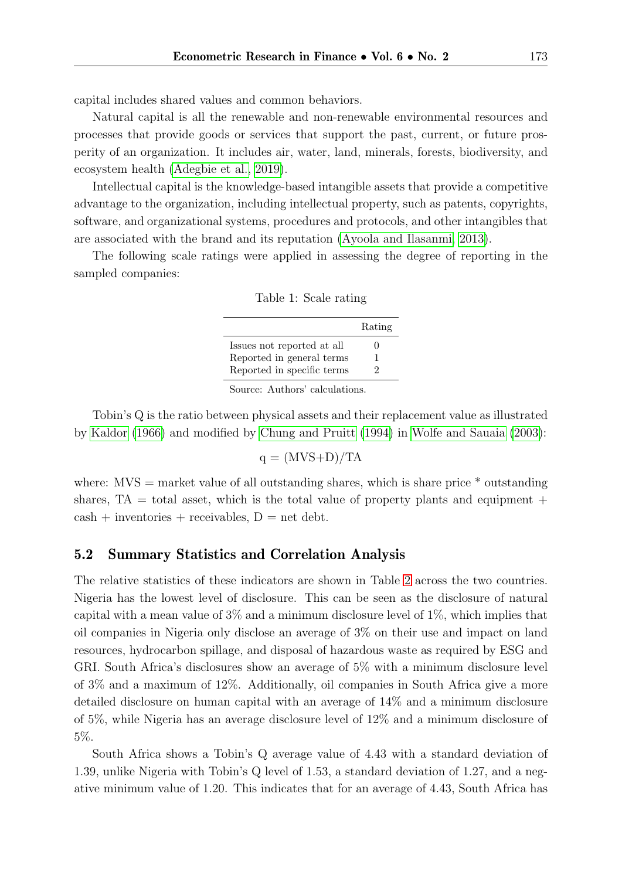capital includes shared values and common behaviors.

Natural capital is all the renewable and non-renewable environmental resources and processes that provide goods or services that support the past, current, or future prosperity of an organization. It includes air, water, land, minerals, forests, biodiversity, and ecosystem health (Adegbie et al., 2019).

Intellectual capital is the knowledge-based intangible assets that provide a competitive advantage to the organization, including intellectual property, such as patents, copyrights, software, and organizational systems, procedures and protocols, and other intangibles that are associated with the brand and its reputation (Ayoola and Ilasanmi, 2013).

The following scale ratings were applied in assessing the degree of reporting in the sampled companies:

Table 1: Scale rating

| | Rating |
|---|---|
| Issues not reported at all | 0 |
| Reported in general terms | 1 |
| Reported in specific terms | 2 |

Source: Authors' calculations.

Tobin's Q is the ratio between physical assets and their replacement value as illustrated by Kaldor (1966) and modified by Chung and Pruitt (1994) in Wolfe and Sauaia (2003):

$$q = (MVS+D)/TA$$

where: MVS = market value of all outstanding shares, which is share price * outstanding shares, TA = total asset, which is the total value of property plants and equipment + cash + inventories + receivables, D = net debt.

## 5.2 Summary Statistics and Correlation Analysis

The relative statistics of these indicators are shown in Table 2 across the two countries. Nigeria has the lowest level of disclosure. This can be seen as the disclosure of natural capital with a mean value of 3% and a minimum disclosure level of 1%, which implies that oil companies in Nigeria only disclose an average of 3% on their use and impact on land resources, hydrocarbon spillage, and disposal of hazardous waste as required by ESG and GRI. South Africa's disclosures show an average of 5% with a minimum disclosure level of 3% and a maximum of 12%. Additionally, oil companies in South Africa give a more detailed disclosure on human capital with an average of 14% and a minimum disclosure of 5%, while Nigeria has an average disclosure level of 12% and a minimum disclosure of 5%.

South Africa shows a Tobin's Q average value of 4.43 with a standard deviation of 1.39, unlike Nigeria with Tobin's Q level of 1.53, a standard deviation of 1.27, and a negative minimum value of 1.20. This indicates that for an average of 4.43, South Africa has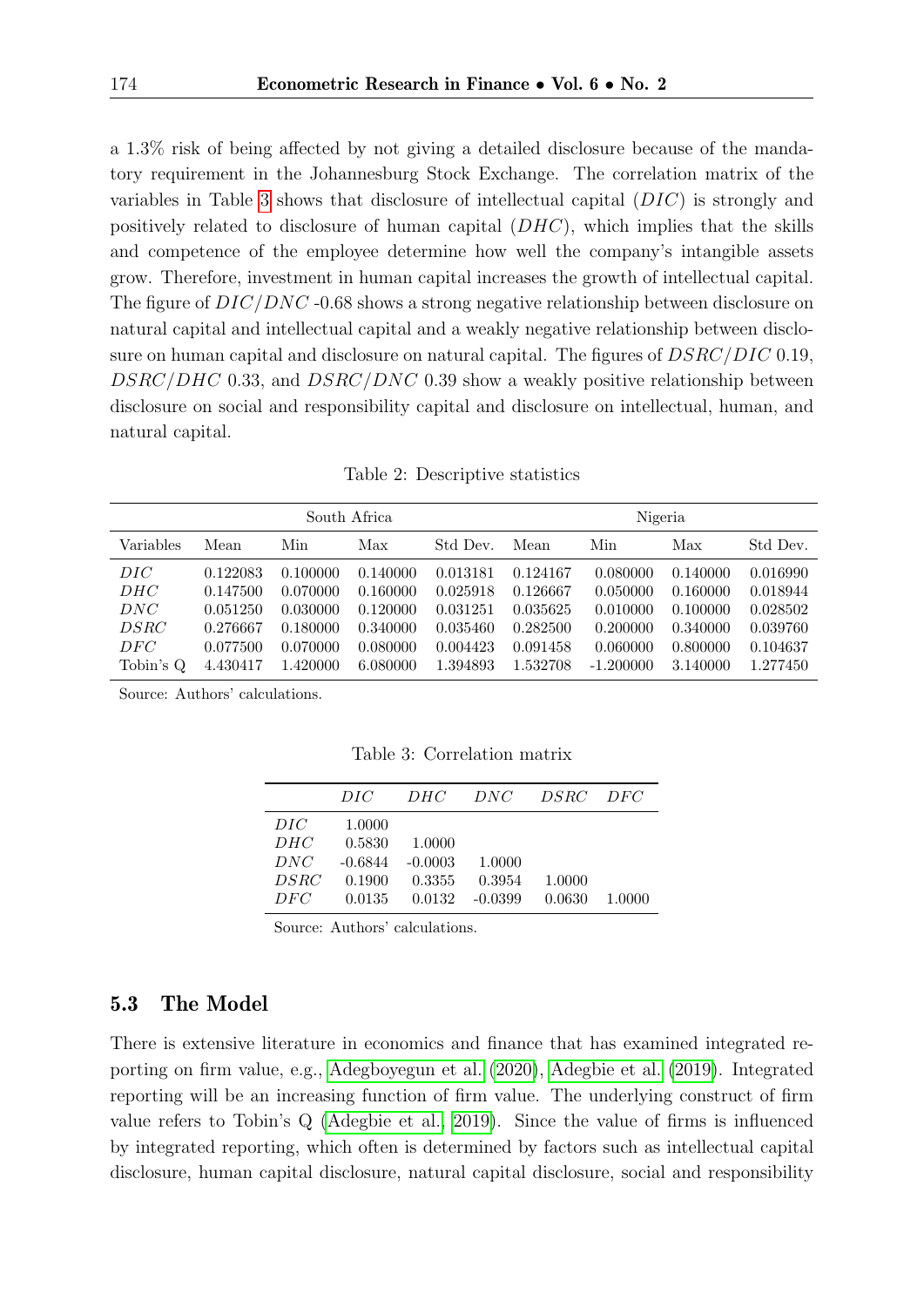a 1.3% risk of being affected by not giving a detailed disclosure because of the mandatory requirement in the Johannesburg Stock Exchange. The correlation matrix of the variables in Table 3 shows that disclosure of intellectual capital ($DIC$) is strongly and positively related to disclosure of human capital ($DHC$), which implies that the skills and competence of the employee determine how well the company's intangible assets grow. Therefore, investment in human capital increases the growth of intellectual capital. The figure of $DIC/DNC$ -0.68 shows a strong negative relationship between disclosure on natural capital and intellectual capital and a weakly negative relationship between disclosure on human capital and disclosure on natural capital. The figures of $DSRC/DIC$ 0.19, $DSRC/DHC$ 0.33, and $DSRC/DNC$ 0.39 show a weakly positive relationship between disclosure on social and responsibility capital and disclosure on intellectual, human, and natural capital.

Table 2: Descriptive statistics

| | South Africa | | | | Nigeria | | | |
|---|---|---|---|---|---|---|---|---|
| Variables | Mean | Min | Max | Std Dev. | Mean | Min | Max | Std Dev. |
| $DIC$ | 0.122083 | 0.100000 | 0.140000 | 0.013181 | 0.124167 | 0.080000 | 0.140000 | 0.016990 |
| $DHC$ | 0.147500 | 0.070000 | 0.160000 | 0.025918 | 0.126667 | 0.050000 | 0.160000 | 0.018944 |
| $DNC$ | 0.051250 | 0.030000 | 0.120000 | 0.031251 | 0.035625 | 0.010000 | 0.100000 | 0.028502 |
| $DSRC$ | 0.276667 | 0.180000 | 0.340000 | 0.035460 | 0.282500 | 0.200000 | 0.340000 | 0.039760 |
| $DFC$ | 0.077500 | 0.070000 | 0.080000 | 0.004423 | 0.091458 | 0.060000 | 0.800000 | 0.104637 |
| Tobin's Q | 4.430417 | 1.420000 | 6.080000 | 1.394893 | 1.532708 | -1.200000 | 3.140000 | 1.277450 |

Source: Authors' calculations.

Table 3: Correlation matrix

| | $DIC$ | $DHC$ | $DNC$ | $DSRC$ | $DFC$ |
|---|---|---|---|---|---|
| $DIC$ | 1.0000 | | | | |
| $DHC$ | 0.5830 | 1.0000 | | | |
| $DNC$ | -0.6844 | -0.0003 | 1.0000 | | |
| $DSRC$ | 0.1900 | 0.3355 | 0.3954 | 1.0000 | |
| $DFC$ | 0.0135 | 0.0132 | -0.0399 | 0.0630 | 1.0000 |

Source: Authors' calculations.

### 5.3 The Model

There is extensive literature in economics and finance that has examined integrated reporting on firm value, e.g., Adegboyegun et al. (2020), Adegbie et al. (2019). Integrated reporting will be an increasing function of firm value. The underlying construct of firm value refers to Tobin's Q (Adegbie et al., 2019). Since the value of firms is influenced by integrated reporting, which often is determined by factors such as intellectual capital disclosure, human capital disclosure, natural capital disclosure, social and responsibility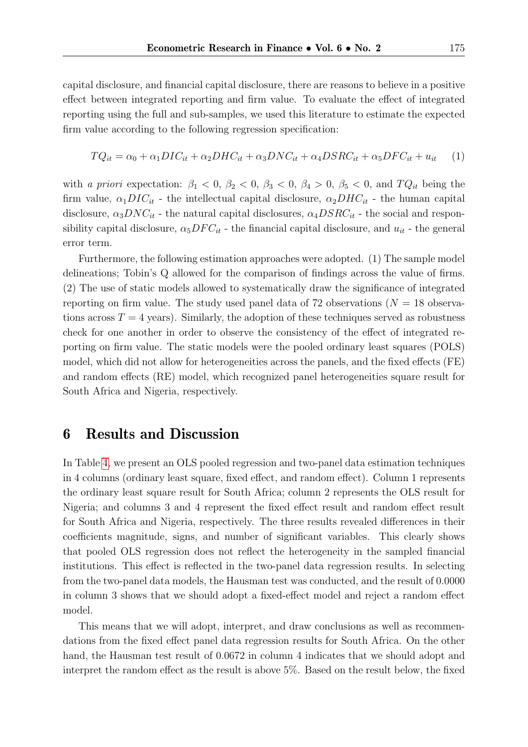capital disclosure, and financial capital disclosure, there are reasons to believe in a positive effect between integrated reporting and firm value. To evaluate the effect of integrated reporting using the full and sub-samples, we used this literature to estimate the expected firm value according to the following regression specification:

$$TQ_{it} = \alpha_0 + \alpha_1 DIC_{it} + \alpha_2 DHC_{it} + \alpha_3 DNC_{it} + \alpha_4 DSRC_{it} + \alpha_5 DFC_{it} + u_{it} \quad (1)$$

with *a priori* expectation: $\beta_1 < 0$, $\beta_2 < 0$, $\beta_3 < 0$, $\beta_4 > 0$, $\beta_5 < 0$, and $TQ_{it}$ being the firm value, $\alpha_1 DIC_{it}$ - the intellectual capital disclosure, $\alpha_2 DHC_{it}$ - the human capital disclosure, $\alpha_3 DNC_{it}$ - the natural capital disclosures, $\alpha_4 DSRC_{it}$ - the social and responsibility capital disclosure, $\alpha_5 DFC_{it}$ - the financial capital disclosure, and $u_{it}$ - the general error term.

Furthermore, the following estimation approaches were adopted. (1) The sample model delineations; Tobin's Q allowed for the comparison of findings across the value of firms. (2) The use of static models allowed to systematically draw the significance of integrated reporting on firm value. The study used panel data of 72 observations ($N = 18$ observations across $T = 4$ years). Similarly, the adoption of these techniques served as robustness check for one another in order to observe the consistency of the effect of integrated reporting on firm value. The static models were the pooled ordinary least squares (POLS) model, which did not allow for heterogeneities across the panels, and the fixed effects (FE) and random effects (RE) model, which recognized panel heterogeneities square result for South Africa and Nigeria, respectively.

# 6 Results and Discussion

In Table 4, we present an OLS pooled regression and two-panel data estimation techniques in 4 columns (ordinary least square, fixed effect, and random effect). Column 1 represents the ordinary least square result for South Africa; column 2 represents the OLS result for Nigeria; and columns 3 and 4 represent the fixed effect result and random effect result for South Africa and Nigeria, respectively. The three results revealed differences in their coefficients magnitude, signs, and number of significant variables. This clearly shows that pooled OLS regression does not reflect the heterogeneity in the sampled financial institutions. This effect is reflected in the two-panel data regression results. In selecting from the two-panel data models, the Hausman test was conducted, and the result of 0.0000 in column 3 shows that we should adopt a fixed-effect model and reject a random effect model.

This means that we will adopt, interpret, and draw conclusions as well as recommendations from the fixed effect panel data regression results for South Africa. On the other hand, the Hausman test result of 0.0672 in column 4 indicates that we should adopt and interpret the random effect as the result is above 5%. Based on the result below, the fixed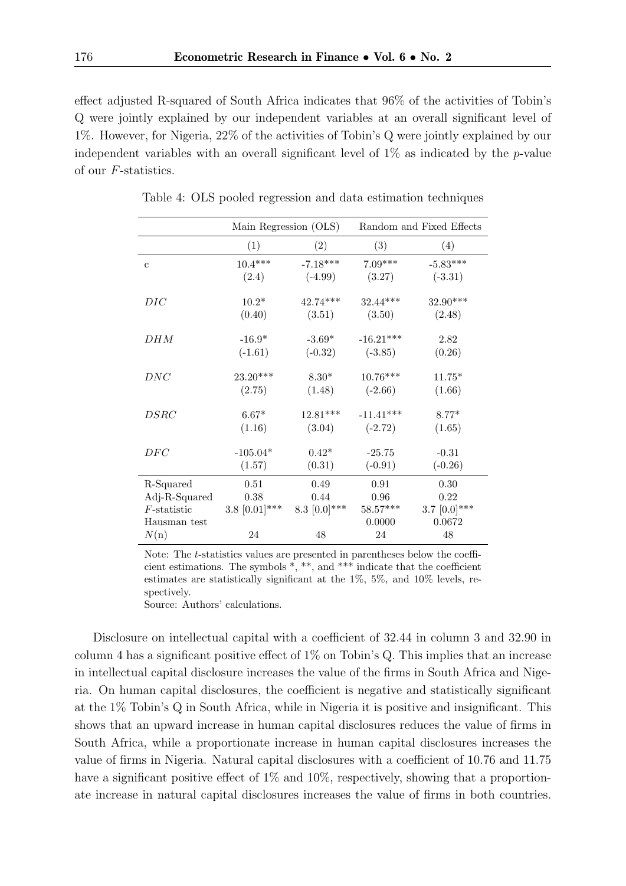effect adjusted R-squared of South Africa indicates that 96% of the activities of Tobin's Q were jointly explained by our independent variables at an overall significant level of 1%. However, for Nigeria, 22% of the activities of Tobin's Q were jointly explained by our independent variables with an overall significant level of 1% as indicated by the $p$-value of our $F$-statistics.

Table 4: OLS pooled regression and data estimation techniques

| | Main Regression (OLS) | | Random and Fixed Effects | |
|---|---|---|---|---|
| | (1) | (2) | (3) | (4) |
| c | 10.4*** | -7.18*** | 7.09*** | -5.83*** |
| | (2.4) | (-4.99) | (3.27) | (-3.31) |
| $DIC$ | 10.2* | 42.74*** | 32.44*** | 32.90*** |
| | (0.40) | (3.51) | (3.50) | (2.48) |
| $DHM$ | -16.9* | -3.69* | -16.21*** | 2.82 |
| | (-1.61) | (-0.32) | (-3.85) | (0.26) |
| $DNC$ | 23.20*** | 8.30* | 10.76*** | 11.75* |
| | (2.75) | (1.48) | (-2.66) | (1.66) |
| $DSRC$ | 6.67* | 12.81*** | -11.41*** | 8.77* |
| | (1.16) | (3.04) | (-2.72) | (1.65) |
| $DFC$ | -105.04* | 0.42* | -25.75 | -0.31 |
| | (1.57) | (0.31) | (-0.91) | (-0.26) |
| R-Squared | 0.51 | 0.49 | 0.91 | 0.30 |
| Adj-R-Squared | 0.38 | 0.44 | 0.96 | 0.22 |
| $F$-statistic | 3.8 [0.01]*** | 8.3 [0.0]*** | 58.57*** | 3.7 [0.0]*** |
| Hausman test | | | 0.0000 | 0.0672 |
| $N$(n) | 24 | 48 | 24 | 48 |

Note: The $t$-statistics values are presented in parentheses below the coefficient estimations. The symbols *, **, and *** indicate that the coefficient estimates are statistically significant at the 1%, 5%, and 10% levels, respectively.

Source: Authors' calculations.

Disclosure on intellectual capital with a coefficient of 32.44 in column 3 and 32.90 in column 4 has a significant positive effect of 1% on Tobin's Q. This implies that an increase in intellectual capital disclosure increases the value of the firms in South Africa and Nigeria. On human capital disclosures, the coefficient is negative and statistically significant at the 1% Tobin's Q in South Africa, while in Nigeria it is positive and insignificant. This shows that an upward increase in human capital disclosures reduces the value of firms in South Africa, while a proportionate increase in human capital disclosures increases the value of firms in Nigeria. Natural capital disclosures with a coefficient of 10.76 and 11.75 have a significant positive effect of 1% and 10%, respectively, showing that a proportionate increase in natural capital disclosures increases the value of firms in both countries.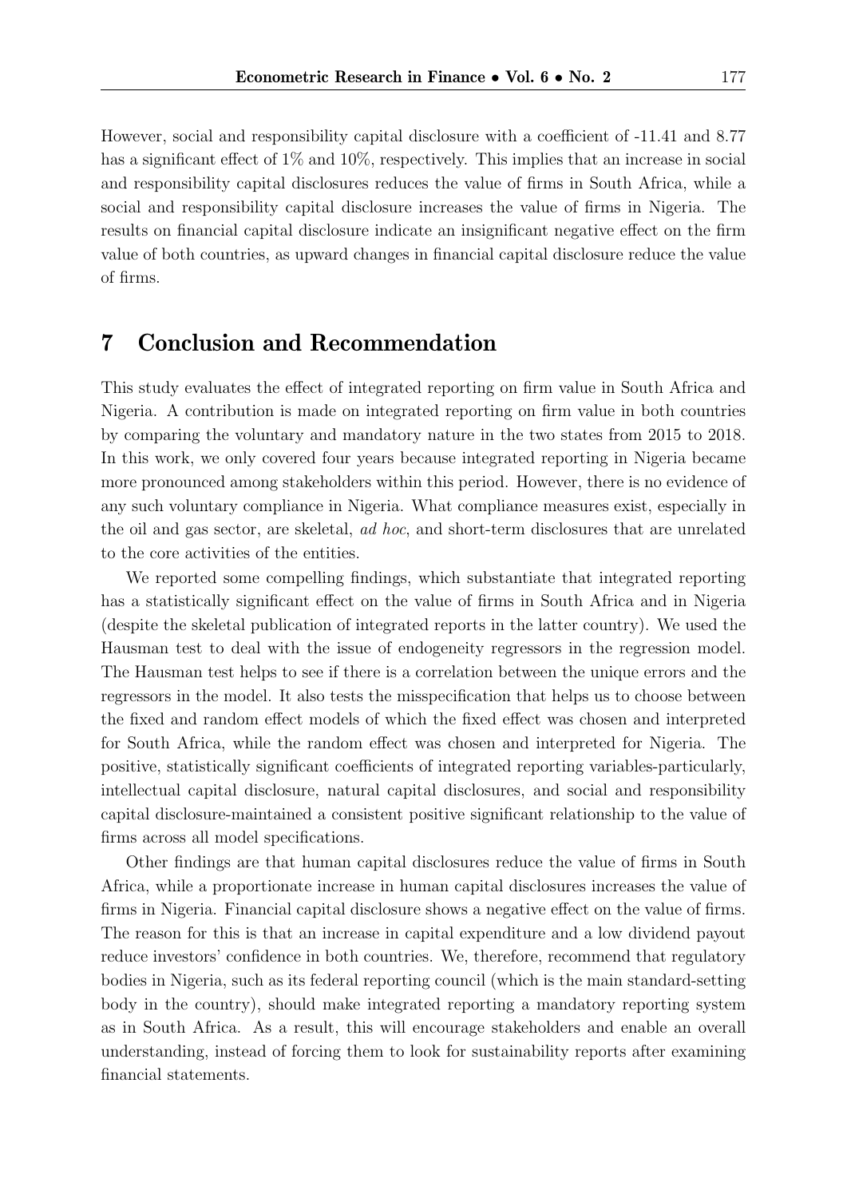However, social and responsibility capital disclosure with a coefficient of -11.41 and 8.77 has a significant effect of 1% and 10%, respectively. This implies that an increase in social and responsibility capital disclosures reduces the value of firms in South Africa, while a social and responsibility capital disclosure increases the value of firms in Nigeria. The results on financial capital disclosure indicate an insignificant negative effect on the firm value of both countries, as upward changes in financial capital disclosure reduce the value of firms.

## 7 Conclusion and Recommendation

This study evaluates the effect of integrated reporting on firm value in South Africa and Nigeria. A contribution is made on integrated reporting on firm value in both countries by comparing the voluntary and mandatory nature in the two states from 2015 to 2018. In this work, we only covered four years because integrated reporting in Nigeria became more pronounced among stakeholders within this period. However, there is no evidence of any such voluntary compliance in Nigeria. What compliance measures exist, especially in the oil and gas sector, are skeletal, *ad hoc*, and short-term disclosures that are unrelated to the core activities of the entities.

We reported some compelling findings, which substantiate that integrated reporting has a statistically significant effect on the value of firms in South Africa and in Nigeria (despite the skeletal publication of integrated reports in the latter country). We used the Hausman test to deal with the issue of endogeneity regressors in the regression model. The Hausman test helps to see if there is a correlation between the unique errors and the regressors in the model. It also tests the misspecification that helps us to choose between the fixed and random effect models of which the fixed effect was chosen and interpreted for South Africa, while the random effect was chosen and interpreted for Nigeria. The positive, statistically significant coefficients of integrated reporting variables-particularly, intellectual capital disclosure, natural capital disclosures, and social and responsibility capital disclosure-maintained a consistent positive significant relationship to the value of firms across all model specifications.

Other findings are that human capital disclosures reduce the value of firms in South Africa, while a proportionate increase in human capital disclosures increases the value of firms in Nigeria. Financial capital disclosure shows a negative effect on the value of firms. The reason for this is that an increase in capital expenditure and a low dividend payout reduce investors' confidence in both countries. We, therefore, recommend that regulatory bodies in Nigeria, such as its federal reporting council (which is the main standard-setting body in the country), should make integrated reporting a mandatory reporting system as in South Africa. As a result, this will encourage stakeholders and enable an overall understanding, instead of forcing them to look for sustainability reports after examining financial statements.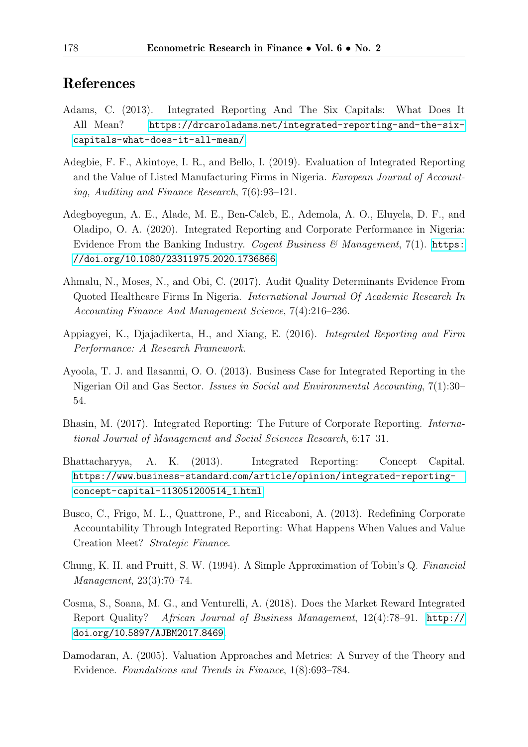## References

Adams, C. (2013). Integrated Reporting And The Six Capitals: What Does It All Mean? https://drcaroladams.net/integrated-reporting-and-the-six-capitals-what-does-it-all-mean/.

Adegbie, F. F., Akintoye, I. R., and Bello, I. (2019). Evaluation of Integrated Reporting and the Value of Listed Manufacturing Firms in Nigeria. *European Journal of Accounting, Auditing and Finance Research*, 7(6):93–121.

Adegboyegun, A. E., Alade, M. E., Ben-Caleb, E., Ademola, A. O., Eluyela, D. F., and Oladipo, O. A. (2020). Integrated Reporting and Corporate Performance in Nigeria: Evidence From the Banking Industry. *Cogent Business & Management*, 7(1). https://doi.org/10.1080/23311975.2020.1736866.

Ahmalu, N., Moses, N., and Obi, C. (2017). Audit Quality Determinants Evidence From Quoted Healthcare Firms In Nigeria. *International Journal Of Academic Research In Accounting Finance And Management Science*, 7(4):216–236.

Appiagyei, K., Djajadikerta, H., and Xiang, E. (2016). *Integrated Reporting and Firm Performance: A Research Framework*.

Ayoola, T. J. and Ilasanmi, O. O. (2013). Business Case for Integrated Reporting in the Nigerian Oil and Gas Sector. *Issues in Social and Environmental Accounting*, 7(1):30–54.

Bhasin, M. (2017). Integrated Reporting: The Future of Corporate Reporting. *International Journal of Management and Social Sciences Research*, 6:17–31.

Bhattacharyya, A. K. (2013). Integrated Reporting: Concept Capital. https://www.business-standard.com/article/opinion/integrated-reporting-concept-capital-113051200514_1.html.

Busco, C., Frigo, M. L., Quattrone, P., and Riccaboni, A. (2013). Redefining Corporate Accountability Through Integrated Reporting: What Happens When Values and Value Creation Meet? *Strategic Finance*.

Chung, K. H. and Pruitt, S. W. (1994). A Simple Approximation of Tobin's Q. *Financial Management*, 23(3):70–74.

Cosma, S., Soana, M. G., and Venturelli, A. (2018). Does the Market Reward Integrated Report Quality? *African Journal of Business Management*, 12(4):78–91. http://doi.org/10.5897/AJBM2017.8469.

Damodaran, A. (2005). Valuation Approaches and Metrics: A Survey of the Theory and Evidence. *Foundations and Trends in Finance*, 1(8):693–784.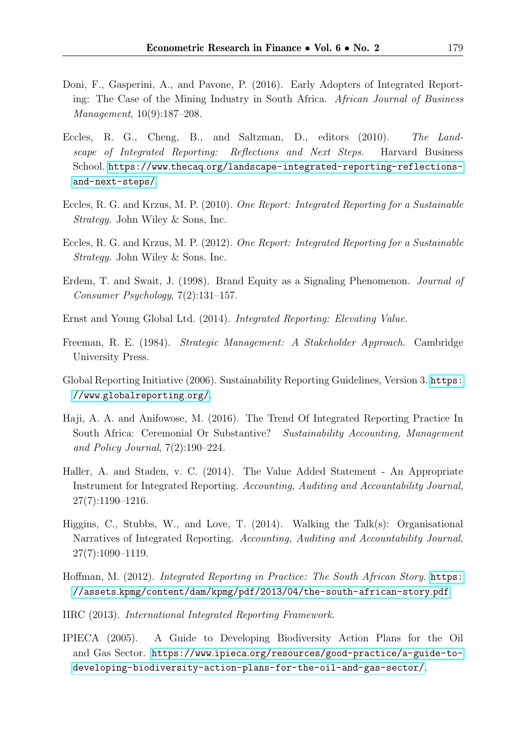Doni, F., Gasperini, A., and Pavone, P. (2016). Early Adopters of Integrated Reporting: The Case of the Mining Industry in South Africa. *African Journal of Business Management*, 10(9):187–208.

Eccles, R. G., Cheng, B., and Saltzman, D., editors (2010). *The Landscape of Integrated Reporting: Reflections and Next Steps*. Harvard Business School. https://www.thecaq.org/landscape-integrated-reporting-reflections-and-next-steps/.

Eccles, R. G. and Krzus, M. P. (2010). *One Report: Integrated Reporting for a Sustainable Strategy*. John Wiley & Sons, Inc.

Eccles, R. G. and Krzus, M. P. (2012). *One Report: Integrated Reporting for a Sustainable Strategy*. John Wiley & Sons, Inc.

Erdem, T. and Swait, J. (1998). Brand Equity as a Signaling Phenomenon. *Journal of Consumer Psychology*, 7(2):131–157.

Ernst and Young Global Ltd. (2014). *Integrated Reporting: Elevating Value*.

Freeman, R. E. (1984). *Strategic Management: A Stakeholder Approach*. Cambridge University Press.

Global Reporting Initiative (2006). Sustainability Reporting Guidelines, Version 3. https://www.globalreporting.org/.

Haji, A. A. and Anifowose, M. (2016). The Trend Of Integrated Reporting Practice In South Africa: Ceremonial Or Substantive? *Sustainability Accounting, Management and Policy Journal*, 7(2):190–224.

Haller, A. and Staden, v. C. (2014). The Value Added Statement - An Appropriate Instrument for Integrated Reporting. *Accounting, Auditing and Accountability Journal*, 27(7):1190–1216.

Higgins, C., Stubbs, W., and Love, T. (2014). Walking the Talk(s): Organisational Narratives of Integrated Reporting. *Accounting, Auditing and Accountability Journal*, 27(7):1090–1119.

Hoffman, M. (2012). *Integrated Reporting in Practice: The South African Story*. https://assets.kpmg/content/dam/kpmg/pdf/2013/04/the-south-african-story.pdf.

IIRC (2013). *International Integrated Reporting Framework*.

IPIECA (2005). A Guide to Developing Biodiversity Action Plans for the Oil and Gas Sector. https://www.ipieca.org/resources/good-practice/a-guide-to-developing-biodiversity-action-plans-for-the-oil-and-gas-sector/.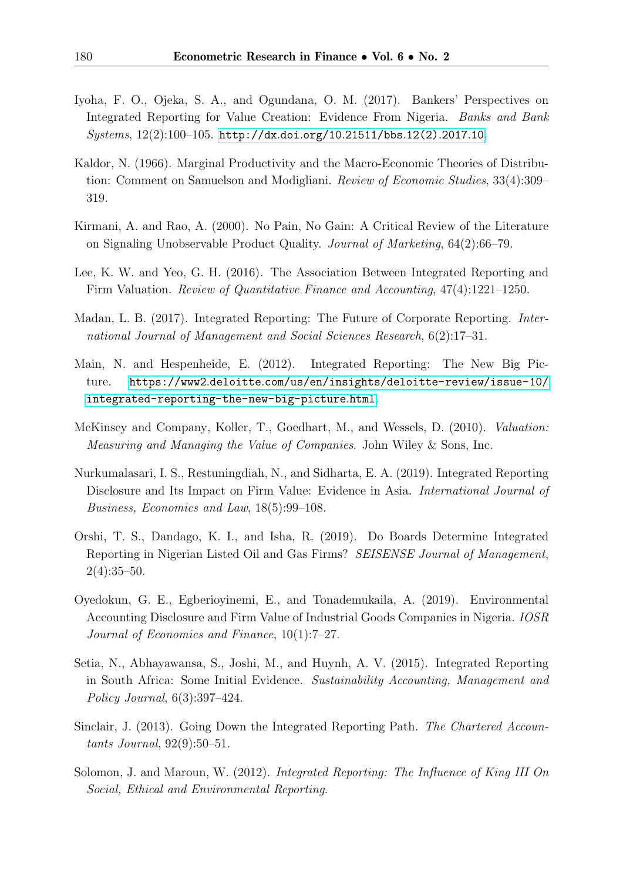Iyoha, F. O., Ojeka, S. A., and Ogundana, O. M. (2017). Bankers' Perspectives on Integrated Reporting for Value Creation: Evidence From Nigeria. *Banks and Bank Systems*, 12(2):100–105. http://dx.doi.org/10.21511/bbs.12(2).2017.10.

Kaldor, N. (1966). Marginal Productivity and the Macro-Economic Theories of Distribution: Comment on Samuelson and Modigliani. *Review of Economic Studies*, 33(4):309–319.

Kirmani, A. and Rao, A. (2000). No Pain, No Gain: A Critical Review of the Literature on Signaling Unobservable Product Quality. *Journal of Marketing*, 64(2):66–79.

Lee, K. W. and Yeo, G. H. (2016). The Association Between Integrated Reporting and Firm Valuation. *Review of Quantitative Finance and Accounting*, 47(4):1221–1250.

Madan, L. B. (2017). Integrated Reporting: The Future of Corporate Reporting. *International Journal of Management and Social Sciences Research*, 6(2):17–31.

Main, N. and Hespenheide, E. (2012). Integrated Reporting: The New Big Picture. https://www2.deloitte.com/us/en/insights/deloitte-review/issue-10/integrated-reporting-the-new-big-picture.html.

McKinsey and Company, Koller, T., Goedhart, M., and Wessels, D. (2010). *Valuation: Measuring and Managing the Value of Companies*. John Wiley & Sons, Inc.

Nurkumalasari, I. S., Restuningdiah, N., and Sidharta, E. A. (2019). Integrated Reporting Disclosure and Its Impact on Firm Value: Evidence in Asia. *International Journal of Business, Economics and Law*, 18(5):99–108.

Orshi, T. S., Dandago, K. I., and Isha, R. (2019). Do Boards Determine Integrated Reporting in Nigerian Listed Oil and Gas Firms? *SEISENSE Journal of Management*, 2(4):35–50.

Oyedokun, G. E., Egberioyinemi, E., and Tonademukaila, A. (2019). Environmental Accounting Disclosure and Firm Value of Industrial Goods Companies in Nigeria. *IOSR Journal of Economics and Finance*, 10(1):7–27.

Setia, N., Abhayawansa, S., Joshi, M., and Huynh, A. V. (2015). Integrated Reporting in South Africa: Some Initial Evidence. *Sustainability Accounting, Management and Policy Journal*, 6(3):397–424.

Sinclair, J. (2013). Going Down the Integrated Reporting Path. *The Chartered Accountants Journal*, 92(9):50–51.

Solomon, J. and Maroun, W. (2012). *Integrated Reporting: The Influence of King III On Social, Ethical and Environmental Reporting*.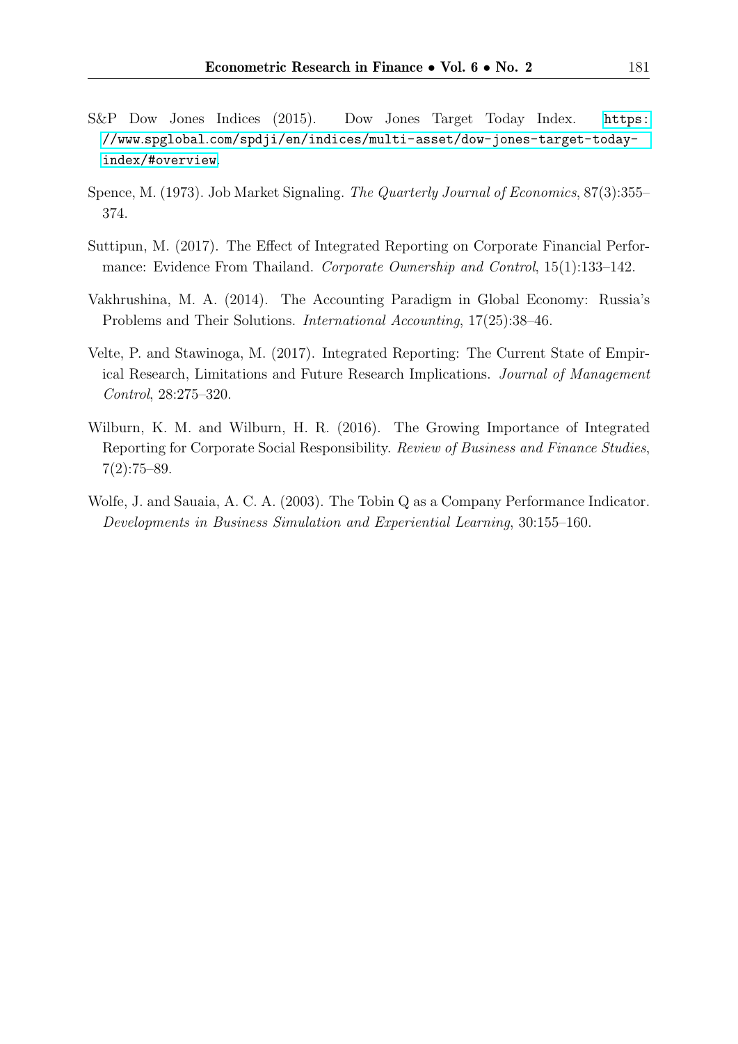S&P Dow Jones Indices (2015). Dow Jones Target Today Index. https://www.spglobal.com/spdji/en/indices/multi-asset/dow-jones-target-today-index/#overview.

Spence, M. (1973). Job Market Signaling. *The Quarterly Journal of Economics*, 87(3):355–374.

Suttipun, M. (2017). The Effect of Integrated Reporting on Corporate Financial Performance: Evidence From Thailand. *Corporate Ownership and Control*, 15(1):133–142.

Vakhrushina, M. A. (2014). The Accounting Paradigm in Global Economy: Russia's Problems and Their Solutions. *International Accounting*, 17(25):38–46.

Velte, P. and Stawinoga, M. (2017). Integrated Reporting: The Current State of Empirical Research, Limitations and Future Research Implications. *Journal of Management Control*, 28:275–320.

Wilburn, K. M. and Wilburn, H. R. (2016). The Growing Importance of Integrated Reporting for Corporate Social Responsibility. *Review of Business and Finance Studies*, 7(2):75–89.

Wolfe, J. and Sauaia, A. C. A. (2003). The Tobin Q as a Company Performance Indicator. *Developments in Business Simulation and Experiential Learning*, 30:155–160.